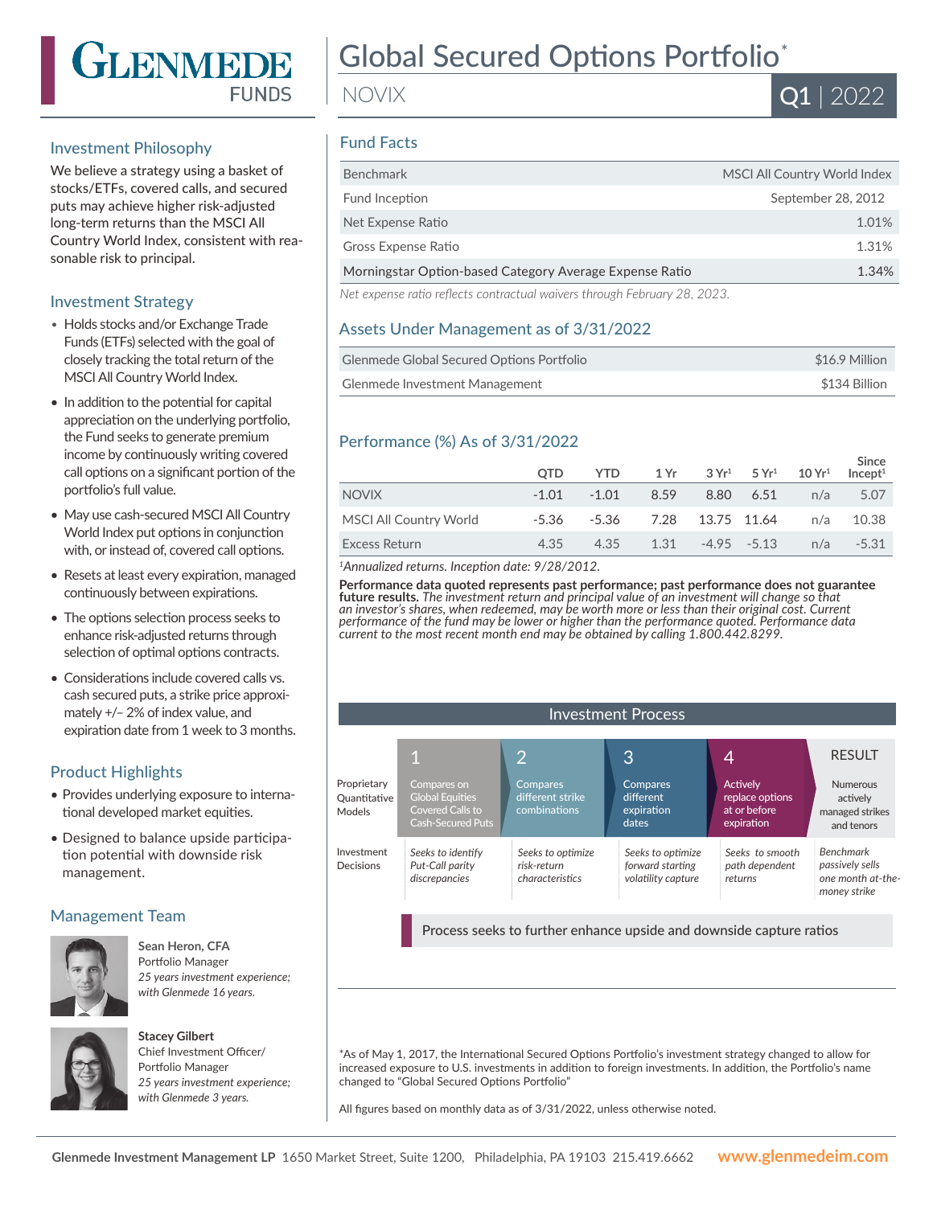# GLENMEDE FUNDS

# Global Secured Options Portfolio*

NOVIX

Q1 | 2022

## Investment Philosophy

We believe a strategy using a basket of stocks/ETFs, covered calls, and secured puts may achieve higher risk-adjusted long-term returns than the MSCI All Country World Index, consistent with reasonable risk to principal.

## Investment Strategy

- Holds stocks and/or Exchange Trade Funds (ETFs) selected with the goal of closely tracking the total return of the MSCI All Country World Index.
- In addition to the potential for capital appreciation on the underlying portfolio, the Fund seeks to generate premium income by continuously writing covered call options on a significant portion of the portfolio's full value.
- May use cash-secured MSCI All Country World Index put options in conjunction with, or instead of, covered call options.
- Resets at least every expiration, managed continuously between expirations.
- The options selection process seeks to enhance risk-adjusted returns through selection of optimal options contracts.
- Considerations include covered calls vs. cash secured puts, a strike price approximately +/– 2% of index value, and expiration date from 1 week to 3 months.

## Product Highlights

- Provides underlying exposure to international developed market equities.
- Designed to balance upside participation potential with downside risk management.

## Management Team

**Sean Heron, CFA**
Portfolio Manager
*25 years investment experience; with Glenmede 16 years.*

**Stacey Gilbert**
Chief Investment Officer/ Portfolio Manager
*25 years investment experience; with Glenmede 3 years.*

## Fund Facts

| | |
|---|---|
| Benchmark | MSCI All Country World Index |
| Fund Inception | September 28, 2012 |
| Net Expense Ratio | 1.01% |
| Gross Expense Ratio | 1.31% |
| Morningstar Option-based Category Average Expense Ratio | 1.34% |

*Net expense ratio reflects contractual waivers through February 28, 2023.*

## Assets Under Management as of 3/31/2022

| | |
|---|---|
| Glenmede Global Secured Options Portfolio | $16.9 Million |
| Glenmede Investment Management | $134 Billion |

## Performance (%) As of 3/31/2022

| | QTD | YTD | 1 Yr | 3 Yr[1] | 5 Yr[1] | 10 Yr[1] | Since Incept[1] |
|---|---|---|---|---|---|---|---|
| NOVIX | -1.01 | -1.01 | 8.59 | 8.80 | 6.51 | n/a | 5.07 |
| MSCI All Country World | -5.36 | -5.36 | 7.28 | 13.75 | 11.64 | n/a | 10.38 |
| Excess Return | 4.35 | 4.35 | 1.31 | -4.95 | -5.13 | n/a | -5.31 |

[1]*Annualized returns. Inception date: 9/28/2012.*

**Performance data quoted represents past performance; past performance does not guarantee future results.** *The investment return and principal value of an investment will change so that an investor's shares, when redeemed, may be worth more or less than their original cost. Current performance of the fund may be lower or higher than the performance quoted. Performance data current to the most recent month end may be obtained by calling 1.800.442.8299.*

## Investment Process

| | 1 | 2 | 3 | 4 | RESULT |
|---|---|---|---|---|---|
| Proprietary Quantitative Models | Compares on Global Equities Covered Calls to Cash-Secured Puts | Compares different strike combinations | Compares different expiration dates | Actively replace options at or before expiration | Numerous actively managed strikes and tenors |
| Investment Decisions | *Seeks to identify Put-Call parity discrepancies* | *Seeks to optimize risk-return characteristics* | *Seeks to optimize forward starting volatility capture* | *Seeks to smooth path dependent returns* | *Benchmark passively sells one month at-the-money strike* |

Process seeks to further enhance upside and downside capture ratios

*As of May 1, 2017, the International Secured Options Portfolio's investment strategy changed to allow for increased exposure to U.S. investments in addition to foreign investments. In addition, the Portfolio's name changed to "Global Secured Options Portfolio"

All figures based on monthly data as of 3/31/2022, unless otherwise noted.

**Glenmede Investment Management LP** 1650 Market Street, Suite 1200, Philadelphia, PA 19103 215.419.6662 **www.glenmedeim.com**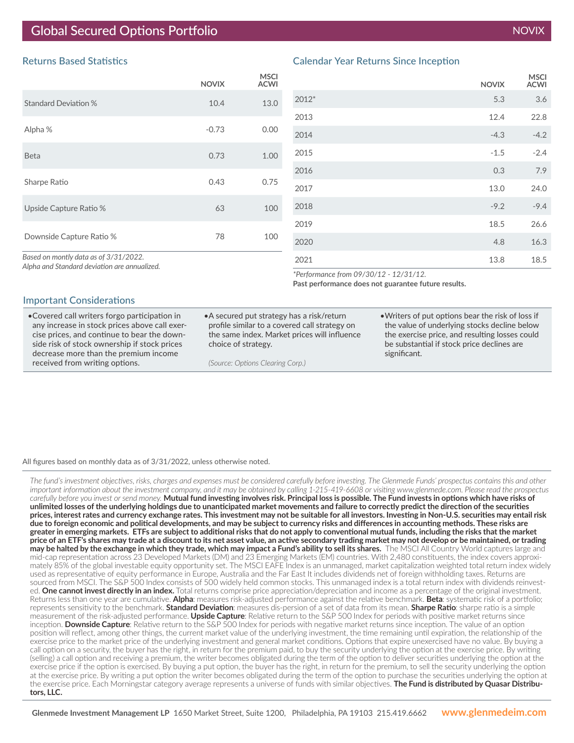# Global Secured Options Portfolio

NOVIX

## Returns Based Statistics

| | NOVIX | MSCI ACWI |
|---|---|---|
| Standard Deviation % | 10.4 | 13.0 |
| Alpha % | -0.73 | 0.00 |
| Beta | 0.73 | 1.00 |
| Sharpe Ratio | 0.43 | 0.75 |
| Upside Capture Ratio % | 63 | 100 |
| Downside Capture Ratio % | 78 | 100 |

*Based on montly data as of 3/31/2022.*
*Alpha and Standard deviation are annualized.*

## Calendar Year Returns Since Inception

| | NOVIX | MSCI ACWI |
|---|---|---|
| 2012* | 5.3 | 3.6 |
| 2013 | 12.4 | 22.8 |
| 2014 | -4.3 | -4.2 |
| 2015 | -1.5 | -2.4 |
| 2016 | 0.3 | 7.9 |
| 2017 | 13.0 | 24.0 |
| 2018 | -9.2 | -9.4 |
| 2019 | 18.5 | 26.6 |
| 2020 | 4.8 | 16.3 |
| 2021 | 13.8 | 18.5 |

*\*Performance from 09/30/12 - 12/31/12.*
**Past performance does not guarantee future results.**

## Important Considerations

- Covered call writers forgo participation in any increase in stock prices above call exercise prices, and continue to bear the downside risk of stock ownership if stock prices decrease more than the premium income received from writing options.
- A secured put strategy has a risk/return profile similar to a covered call strategy on the same index. Market prices will influence choice of strategy.
- Writers of put options bear the risk of loss if the value of underlying stocks decline below the exercise price, and resulting losses could be substantial if stock price declines are significant.

*(Source: Options Clearing Corp.)*

All figures based on monthly data as of 3/31/2022, unless otherwise noted.

*The fund's investment objectives, risks, charges and expenses must be considered carefully before investing. The Glenmede Funds' prospectus contains this and other important information about the investment company, and it may be obtained by calling 1-215-419-6608 or visiting www.glenmede.com. Please read the prospectus carefully before you invest or send money.* **Mutual fund investing involves risk. Principal loss is possible. The Fund invests in options which have risks of unlimited losses of the underlying holdings due to unanticipated market movements and failure to correctly predict the direction of the securities prices, interest rates and currency exchange rates. This investment may not be suitable for all investors. Investing in Non-U.S. securities may entail risk due to foreign economic and political developments, and may be subject to currency risks and differences in accounting methods. These risks are greater in emerging markets. ETFs are subject to additional risks that do not apply to conventional mutual funds, including the risks that the market price of an ETF's shares may trade at a discount to its net asset value, an active secondary trading market may not develop or be maintained, or trading may be halted by the exchange in which they trade, which may impact a Fund's ability to sell its shares.** The MSCI All Country World captures large and mid-cap representation across 23 Developed Markets (DM) and 23 Emerging Markets (EM) countries. With 2,480 constituents, the index covers approximately 85% of the global investable equity opportunity set. The MSCI EAFE Index is an unmanaged, market capitalization weighted total return index widely used as representative of equity performance in Europe, Australia and the Far East It includes dividends net of foreign withholding taxes. Returns are sourced from MSCI. The S&P 500 Index consists of 500 widely held common stocks. This unmanaged index is a total return index with dividends reinvested. **One cannot invest directly in an index.** Total returns comprise price appreciation/depreciation and income as a percentage of the original investment. Returns less than one year are cumulative. **Alpha**: measures risk-adjusted performance against the relative benchmark. **Beta**: systematic risk of a portfolio; represents sensitivity to the benchmark. **Standard Deviation**: measures dis-persion of a set of data from its mean. **Sharpe Ratio**: sharpe ratio is a simple measurement of the risk-adjusted performance. **Upside Capture**: Relative return to the S&P 500 Index for periods with positive market returns since inception. **Downside Capture**: Relative return to the S&P 500 Index for periods with negative market returns since inception. The value of an option position will reflect, among other things, the current market value of the underlying investment, the time remaining until expiration, the relationship of the exercise price to the market price of the underlying investment and general market conditions. Options that expire unexercised have no value. By buying a call option on a security, the buyer has the right, in return for the premium paid, to buy the security underlying the option at the exercise price. By writing (selling) a call option and receiving a premium, the writer becomes obligated during the term of the option to deliver securities underlying the option at the exercise price if the option is exercised. By buying a put option, the buyer has the right, in return for the premium, to sell the security underlying the option at the exercise price. By writing a put option the writer becomes obligated during the term of the option to purchase the securities underlying the option at the exercise price. Each Morningstar category average represents a universe of funds with similar objectives. **The Fund is distributed by Quasar Distributors, LLC.**

**Glenmede Investment Management LP** 1650 Market Street, Suite 1200, Philadelphia, PA 19103 215.419.6662 **www.glenmedeim.com**